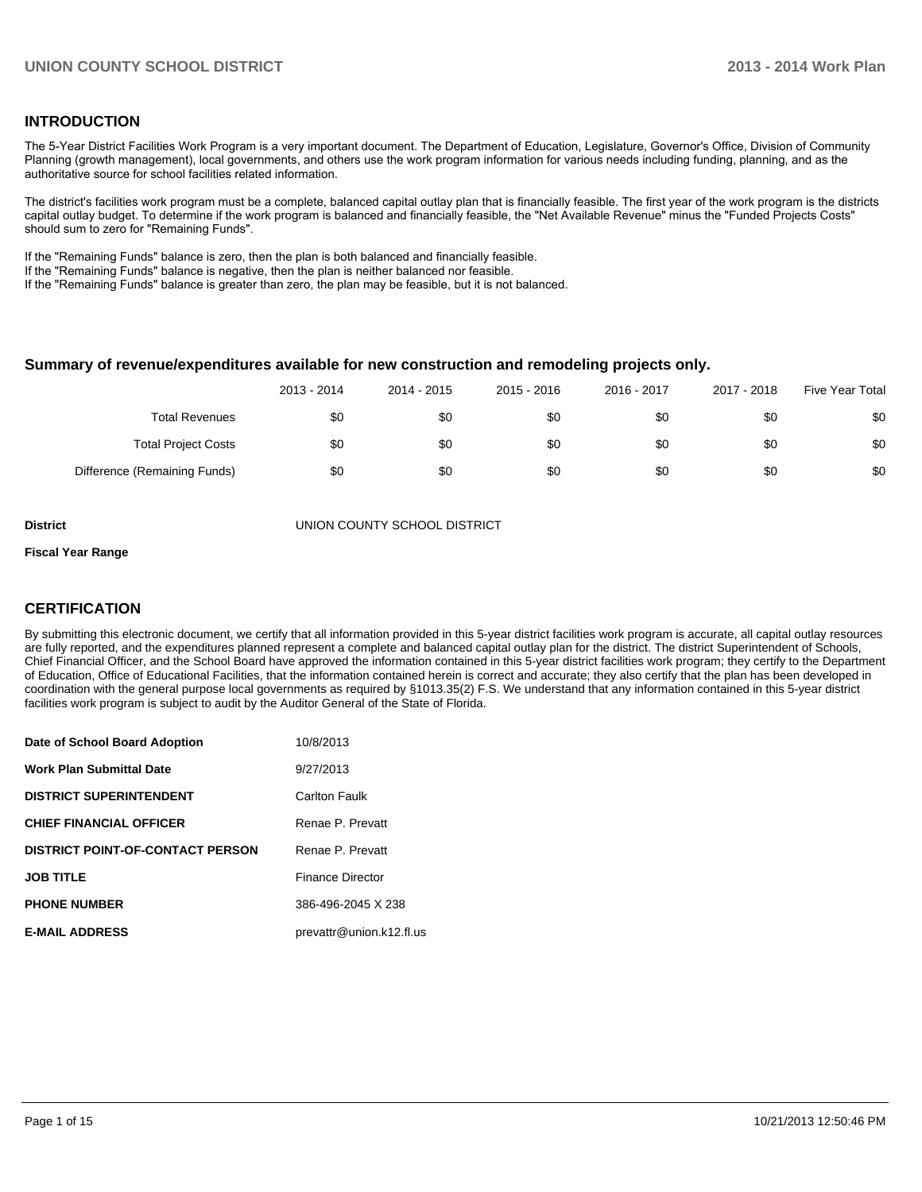## INTRODUCTION

The 5-Year District Facilities Work Program is a very important document. The Department of Education, Legislature, Governor's Office, Division of Community Planning (growth management), local governments, and others use the work program information for various needs including funding, planning, and as the authoritative source for school facilities related information.

The district's facilities work program must be a complete, balanced capital outlay plan that is financially feasible. The first year of the work program is the districts capital outlay budget. To determine if the work program is balanced and financially feasible, the "Net Available Revenue" minus the "Funded Projects Costs" should sum to zero for "Remaining Funds".

If the "Remaining Funds" balance is zero, then the plan is both balanced and financially feasible.
If the "Remaining Funds" balance is negative, then the plan is neither balanced nor feasible.
If the "Remaining Funds" balance is greater than zero, the plan may be feasible, but it is not balanced.

### Summary of revenue/expenditures available for new construction and remodeling projects only.

| | 2013 - 2014 | 2014 - 2015 | 2015 - 2016 | 2016 - 2017 | 2017 - 2018 | Five Year Total |
|---|---|---|---|---|---|---|
| Total Revenues | $0 | $0 | $0 | $0 | $0 | $0 |
| Total Project Costs | $0 | $0 | $0 | $0 | $0 | $0 |
| Difference (Remaining Funds) | $0 | $0 | $0 | $0 | $0 | $0 |

**District** UNION COUNTY SCHOOL DISTRICT

**Fiscal Year Range**

## CERTIFICATION

By submitting this electronic document, we certify that all information provided in this 5-year district facilities work program is accurate, all capital outlay resources are fully reported, and the expenditures planned represent a complete and balanced capital outlay plan for the district. The district Superintendent of Schools, Chief Financial Officer, and the School Board have approved the information contained in this 5-year district facilities work program; they certify to the Department of Education, Office of Educational Facilities, that the information contained herein is correct and accurate; they also certify that the plan has been developed in coordination with the general purpose local governments as required by §1013.35(2) F.S. We understand that any information contained in this 5-year district facilities work program is subject to audit by the Auditor General of the State of Florida.

| | |
|---|---|
| **Date of School Board Adoption** | 10/8/2013 |
| **Work Plan Submittal Date** | 9/27/2013 |
| **DISTRICT SUPERINTENDENT** | Carlton Faulk |
| **CHIEF FINANCIAL OFFICER** | Renae P. Prevatt |
| **DISTRICT POINT-OF-CONTACT PERSON** | Renae P. Prevatt |
| **JOB TITLE** | Finance Director |
| **PHONE NUMBER** | 386-496-2045 X 238 |
| **E-MAIL ADDRESS** | prevattr@union.k12.fl.us |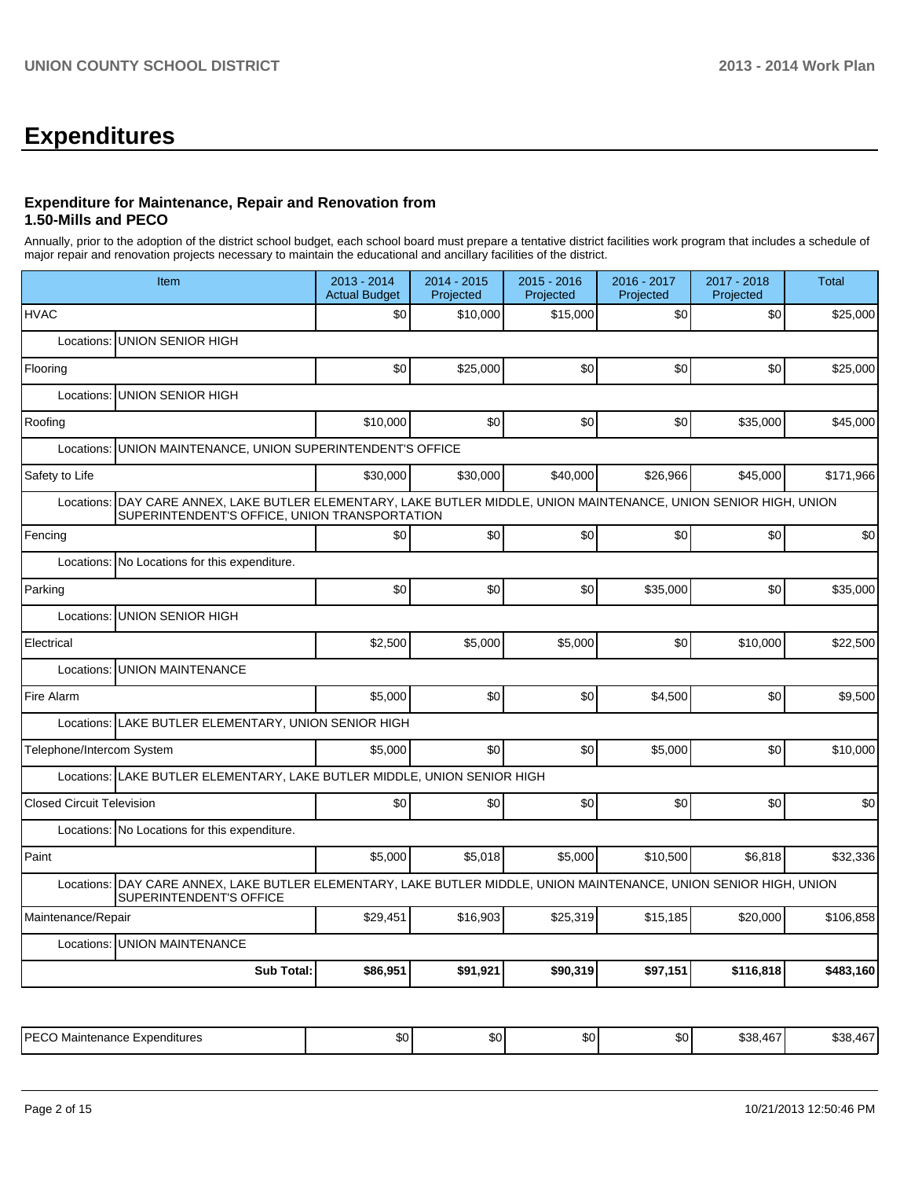# Expenditures

### Expenditure for Maintenance, Repair and Renovation from 1.50-Mills and PECO

Annually, prior to the adoption of the district school budget, each school board must prepare a tentative district facilities work program that includes a schedule of major repair and renovation projects necessary to maintain the educational and ancillary facilities of the district.

| Item | 2013 - 2014 Actual Budget | 2014 - 2015 Projected | 2015 - 2016 Projected | 2016 - 2017 Projected | 2017 - 2018 Projected | Total |
|---|---|---|---|---|---|---|
| HVAC | $0 | $10,000 | $15,000 | $0 | $0 | $25,000 |
| Locations: UNION SENIOR HIGH | | | | | | |
| Flooring | $0 | $25,000 | $0 | $0 | $0 | $25,000 |
| Locations: UNION SENIOR HIGH | | | | | | |
| Roofing | $10,000 | $0 | $0 | $0 | $35,000 | $45,000 |
| Locations: UNION MAINTENANCE, UNION SUPERINTENDENT'S OFFICE | | | | | | |
| Safety to Life | $30,000 | $30,000 | $40,000 | $26,966 | $45,000 | $171,966 |
| Locations: DAY CARE ANNEX, LAKE BUTLER ELEMENTARY, LAKE BUTLER MIDDLE, UNION MAINTENANCE, UNION SENIOR HIGH, UNION SUPERINTENDENT'S OFFICE, UNION TRANSPORTATION | | | | | | |
| Fencing | $0 | $0 | $0 | $0 | $0 | $0 |
| Locations: No Locations for this expenditure. | | | | | | |
| Parking | $0 | $0 | $0 | $35,000 | $0 | $35,000 |
| Locations: UNION SENIOR HIGH | | | | | | |
| Electrical | $2,500 | $5,000 | $5,000 | $0 | $10,000 | $22,500 |
| Locations: UNION MAINTENANCE | | | | | | |
| Fire Alarm | $5,000 | $0 | $0 | $4,500 | $0 | $9,500 |
| Locations: LAKE BUTLER ELEMENTARY, UNION SENIOR HIGH | | | | | | |
| Telephone/Intercom System | $5,000 | $0 | $0 | $5,000 | $0 | $10,000 |
| Locations: LAKE BUTLER ELEMENTARY, LAKE BUTLER MIDDLE, UNION SENIOR HIGH | | | | | | |
| Closed Circuit Television | $0 | $0 | $0 | $0 | $0 | $0 |
| Locations: No Locations for this expenditure. | | | | | | |
| Paint | $5,000 | $5,018 | $5,000 | $10,500 | $6,818 | $32,336 |
| Locations: DAY CARE ANNEX, LAKE BUTLER ELEMENTARY, LAKE BUTLER MIDDLE, UNION MAINTENANCE, UNION SENIOR HIGH, UNION SUPERINTENDENT'S OFFICE | | | | | | |
| Maintenance/Repair | $29,451 | $16,903 | $25,319 | $15,185 | $20,000 | $106,858 |
| Locations: UNION MAINTENANCE | | | | | | |
| **Sub Total:** | **$86,951** | **$91,921** | **$90,319** | **$97,151** | **$116,818** | **$483,160** |

| | | | | | | |
|---|---|---|---|---|---|---|
| PECO Maintenance Expenditures | $0 | $0 | $0 | $0 | $38,467 | $38,467 |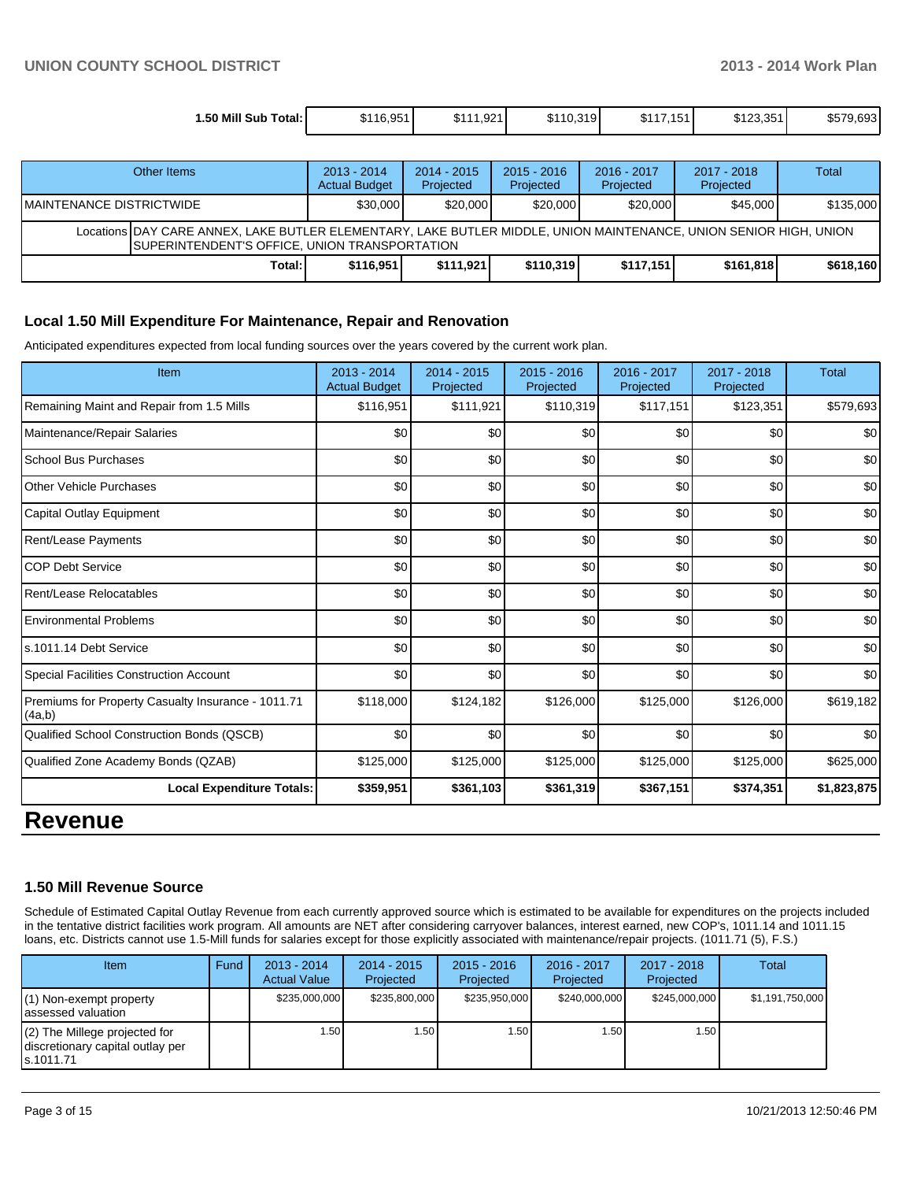| 1.50 Mill Sub Total: | $116,951 | $111,921 | $110,319 | $117,151 | $123,351 | $579,693 |
|---|---|---|---|---|---|---|

| Other Items | 2013 - 2014 Actual Budget | 2014 - 2015 Projected | 2015 - 2016 Projected | 2016 - 2017 Projected | 2017 - 2018 Projected | Total |
|---|---|---|---|---|---|---|
| MAINTENANCE DISTRICTWIDE | $30,000 | $20,000 | $20,000 | $20,000 | $45,000 | $135,000 |
| Locations DAY CARE ANNEX, LAKE BUTLER ELEMENTARY, LAKE BUTLER MIDDLE, UNION MAINTENANCE, UNION SENIOR HIGH, UNION SUPERINTENDENT'S OFFICE, UNION TRANSPORTATION | | | | | | |
| Total: | $116,951 | $111,921 | $110,319 | $117,151 | $161,818 | $618,160 |

### Local 1.50 Mill Expenditure For Maintenance, Repair and Renovation

Anticipated expenditures expected from local funding sources over the years covered by the current work plan.

| Item | 2013 - 2014 Actual Budget | 2014 - 2015 Projected | 2015 - 2016 Projected | 2016 - 2017 Projected | 2017 - 2018 Projected | Total |
|---|---|---|---|---|---|---|
| Remaining Maint and Repair from 1.5 Mills | $116,951 | $111,921 | $110,319 | $117,151 | $123,351 | $579,693 |
| Maintenance/Repair Salaries | $0 | $0 | $0 | $0 | $0 | $0 |
| School Bus Purchases | $0 | $0 | $0 | $0 | $0 | $0 |
| Other Vehicle Purchases | $0 | $0 | $0 | $0 | $0 | $0 |
| Capital Outlay Equipment | $0 | $0 | $0 | $0 | $0 | $0 |
| Rent/Lease Payments | $0 | $0 | $0 | $0 | $0 | $0 |
| COP Debt Service | $0 | $0 | $0 | $0 | $0 | $0 |
| Rent/Lease Relocatables | $0 | $0 | $0 | $0 | $0 | $0 |
| Environmental Problems | $0 | $0 | $0 | $0 | $0 | $0 |
| s.1011.14 Debt Service | $0 | $0 | $0 | $0 | $0 | $0 |
| Special Facilities Construction Account | $0 | $0 | $0 | $0 | $0 | $0 |
| Premiums for Property Casualty Insurance - 1011.71 (4a,b) | $118,000 | $124,182 | $126,000 | $125,000 | $126,000 | $619,182 |
| Qualified School Construction Bonds (QSCB) | $0 | $0 | $0 | $0 | $0 | $0 |
| Qualified Zone Academy Bonds (QZAB) | $125,000 | $125,000 | $125,000 | $125,000 | $125,000 | $625,000 |
| Local Expenditure Totals: | $359,951 | $361,103 | $361,319 | $367,151 | $374,351 | $1,823,875 |

# Revenue

### 1.50 Mill Revenue Source

Schedule of Estimated Capital Outlay Revenue from each currently approved source which is estimated to be available for expenditures on the projects included in the tentative district facilities work program. All amounts are NET after considering carryover balances, interest earned, new COP's, 1011.14 and 1011.15 loans, etc. Districts cannot use 1.5-Mill funds for salaries except for those explicitly associated with maintenance/repair projects. (1011.71 (5), F.S.)

| Item | Fund | 2013 - 2014 Actual Value | 2014 - 2015 Projected | 2015 - 2016 Projected | 2016 - 2017 Projected | 2017 - 2018 Projected | Total |
|---|---|---|---|---|---|---|---|
| (1) Non-exempt property assessed valuation | | $235,000,000 | $235,800,000 | $235,950,000 | $240,000,000 | $245,000,000 | $1,191,750,000 |
| (2) The Millege projected for discretionary capital outlay per s.1011.71 | | 1.50 | 1.50 | 1.50 | 1.50 | 1.50 | |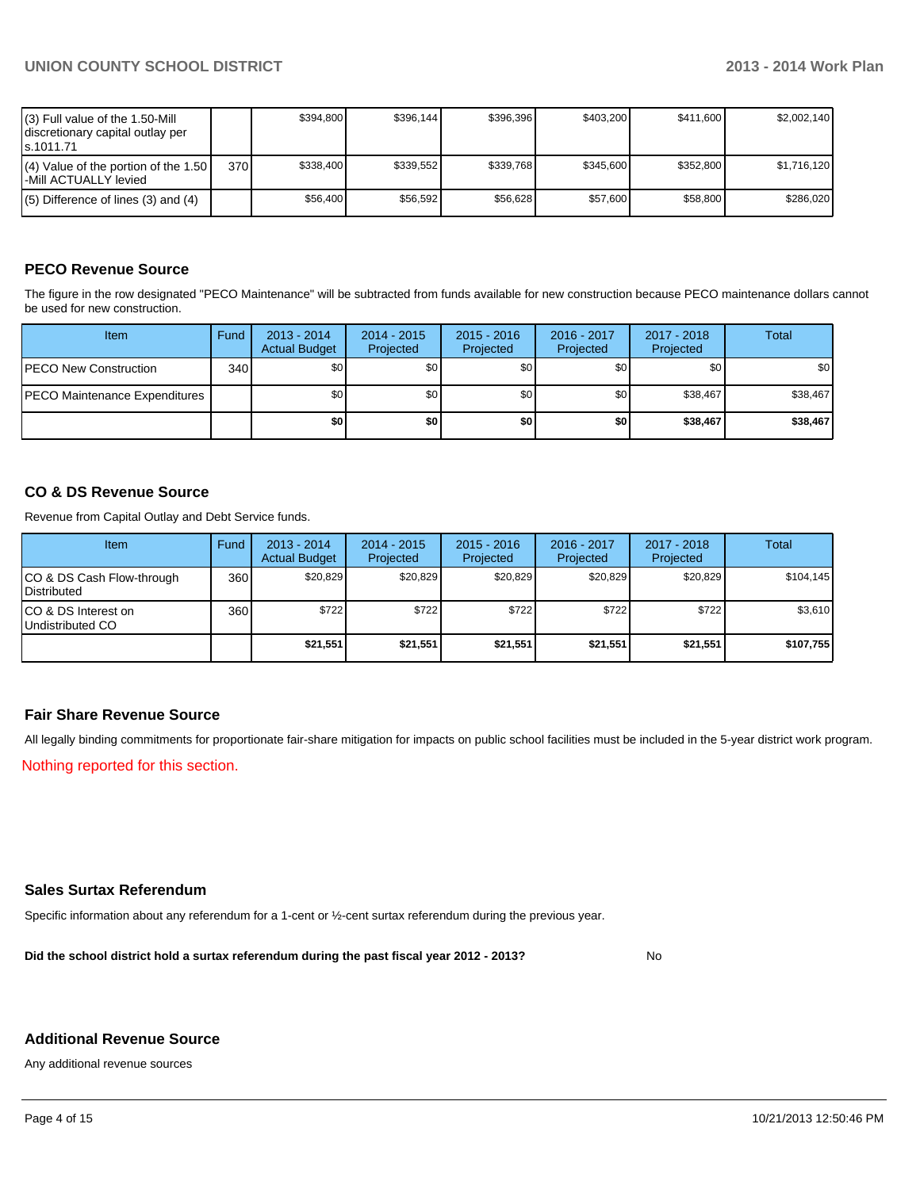| | | | | | | | |
|---|---|---|---|---|---|---|---|
| (3) Full value of the 1.50-Mill discretionary capital outlay per s.1011.71 | | $394,800 | $396,144 | $396,396 | $403,200 | $411,600 | $2,002,140 |
| (4) Value of the portion of the 1.50 -Mill ACTUALLY levied | 370 | $338,400 | $339,552 | $339,768 | $345,600 | $352,800 | $1,716,120 |
| (5) Difference of lines (3) and (4) | | $56,400 | $56,592 | $56,628 | $57,600 | $58,800 | $286,020 |

## PECO Revenue Source

The figure in the row designated "PECO Maintenance" will be subtracted from funds available for new construction because PECO maintenance dollars cannot be used for new construction.

| Item | Fund | 2013 - 2014 Actual Budget | 2014 - 2015 Projected | 2015 - 2016 Projected | 2016 - 2017 Projected | 2017 - 2018 Projected | Total |
|---|---|---|---|---|---|---|---|
| PECO New Construction | 340 | $0 | $0 | $0 | $0 | $0 | $0 |
| PECO Maintenance Expenditures | | $0 | $0 | $0 | $0 | $38,467 | $38,467 |
| | | **$0** | **$0** | **$0** | **$0** | **$38,467** | **$38,467** |

## CO & DS Revenue Source

Revenue from Capital Outlay and Debt Service funds.

| Item | Fund | 2013 - 2014 Actual Budget | 2014 - 2015 Projected | 2015 - 2016 Projected | 2016 - 2017 Projected | 2017 - 2018 Projected | Total |
|---|---|---|---|---|---|---|---|
| CO & DS Cash Flow-through Distributed | 360 | $20,829 | $20,829 | $20,829 | $20,829 | $20,829 | $104,145 |
| CO & DS Interest on Undistributed CO | 360 | $722 | $722 | $722 | $722 | $722 | $3,610 |
| | | **$21,551** | **$21,551** | **$21,551** | **$21,551** | **$21,551** | **$107,755** |

## Fair Share Revenue Source

All legally binding commitments for proportionate fair-share mitigation for impacts on public school facilities must be included in the 5-year district work program.

Nothing reported for this section.

## Sales Surtax Referendum

Specific information about any referendum for a 1-cent or ½-cent surtax referendum during the previous year.

**Did the school district hold a surtax referendum during the past fiscal year 2012 - 2013?** No

## Additional Revenue Source

Any additional revenue sources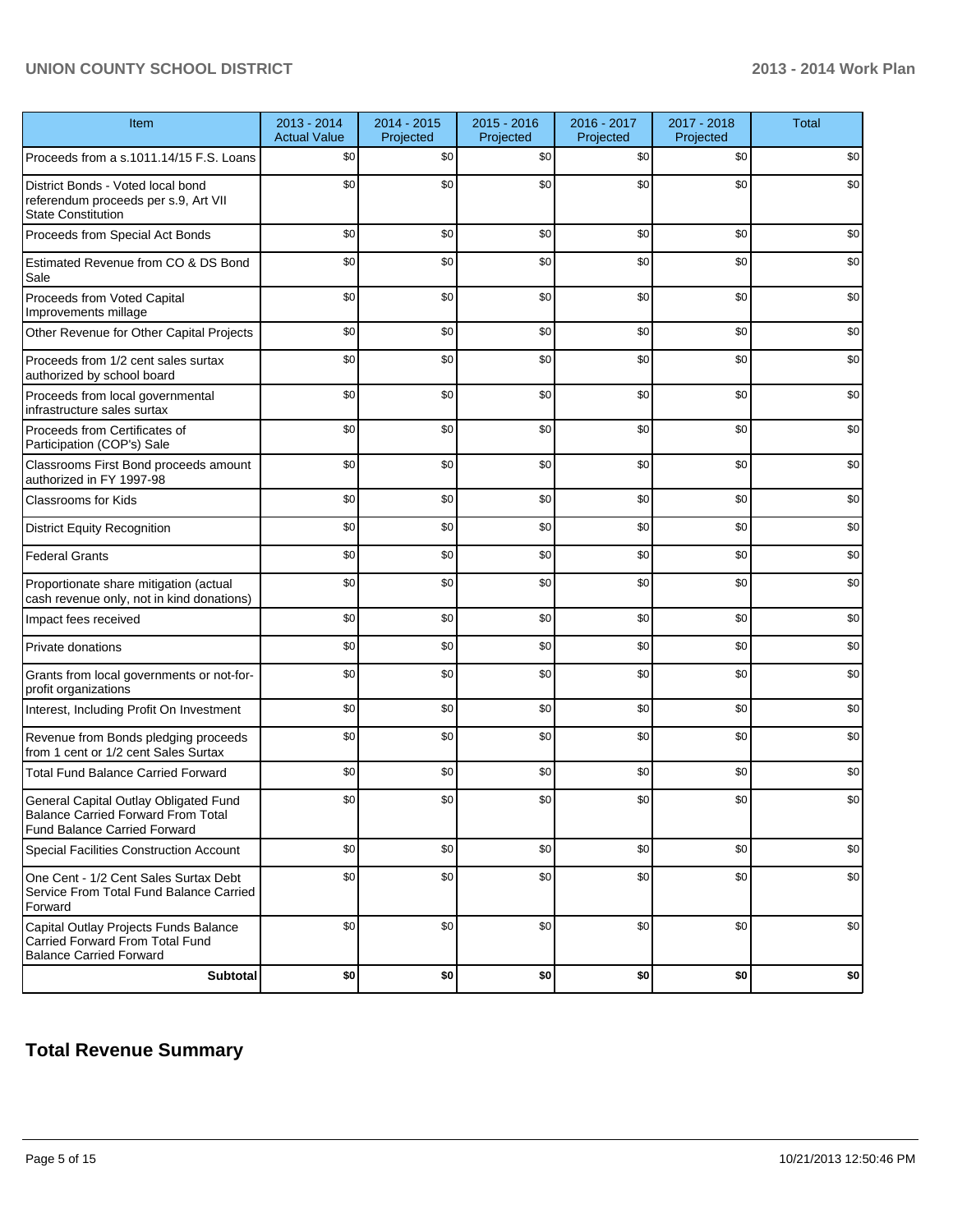| Item | 2013 - 2014 Actual Value | 2014 - 2015 Projected | 2015 - 2016 Projected | 2016 - 2017 Projected | 2017 - 2018 Projected | Total |
|---|---|---|---|---|---|---|
| Proceeds from a s.1011.14/15 F.S. Loans | $0 | $0 | $0 | $0 | $0 | $0 |
| District Bonds - Voted local bond referendum proceeds per s.9, Art VII State Constitution | $0 | $0 | $0 | $0 | $0 | $0 |
| Proceeds from Special Act Bonds | $0 | $0 | $0 | $0 | $0 | $0 |
| Estimated Revenue from CO & DS Bond Sale | $0 | $0 | $0 | $0 | $0 | $0 |
| Proceeds from Voted Capital Improvements millage | $0 | $0 | $0 | $0 | $0 | $0 |
| Other Revenue for Other Capital Projects | $0 | $0 | $0 | $0 | $0 | $0 |
| Proceeds from 1/2 cent sales surtax authorized by school board | $0 | $0 | $0 | $0 | $0 | $0 |
| Proceeds from local governmental infrastructure sales surtax | $0 | $0 | $0 | $0 | $0 | $0 |
| Proceeds from Certificates of Participation (COP's) Sale | $0 | $0 | $0 | $0 | $0 | $0 |
| Classrooms First Bond proceeds amount authorized in FY 1997-98 | $0 | $0 | $0 | $0 | $0 | $0 |
| Classrooms for Kids | $0 | $0 | $0 | $0 | $0 | $0 |
| District Equity Recognition | $0 | $0 | $0 | $0 | $0 | $0 |
| Federal Grants | $0 | $0 | $0 | $0 | $0 | $0 |
| Proportionate share mitigation (actual cash revenue only, not in kind donations) | $0 | $0 | $0 | $0 | $0 | $0 |
| Impact fees received | $0 | $0 | $0 | $0 | $0 | $0 |
| Private donations | $0 | $0 | $0 | $0 | $0 | $0 |
| Grants from local governments or not-for-profit organizations | $0 | $0 | $0 | $0 | $0 | $0 |
| Interest, Including Profit On Investment | $0 | $0 | $0 | $0 | $0 | $0 |
| Revenue from Bonds pledging proceeds from 1 cent or 1/2 cent Sales Surtax | $0 | $0 | $0 | $0 | $0 | $0 |
| Total Fund Balance Carried Forward | $0 | $0 | $0 | $0 | $0 | $0 |
| General Capital Outlay Obligated Fund Balance Carried Forward From Total Fund Balance Carried Forward | $0 | $0 | $0 | $0 | $0 | $0 |
| Special Facilities Construction Account | $0 | $0 | $0 | $0 | $0 | $0 |
| One Cent - 1/2 Cent Sales Surtax Debt Service From Total Fund Balance Carried Forward | $0 | $0 | $0 | $0 | $0 | $0 |
| Capital Outlay Projects Funds Balance Carried Forward From Total Fund Balance Carried Forward | $0 | $0 | $0 | $0 | $0 | $0 |
| **Subtotal** | **$0** | **$0** | **$0** | **$0** | **$0** | **$0** |

## Total Revenue Summary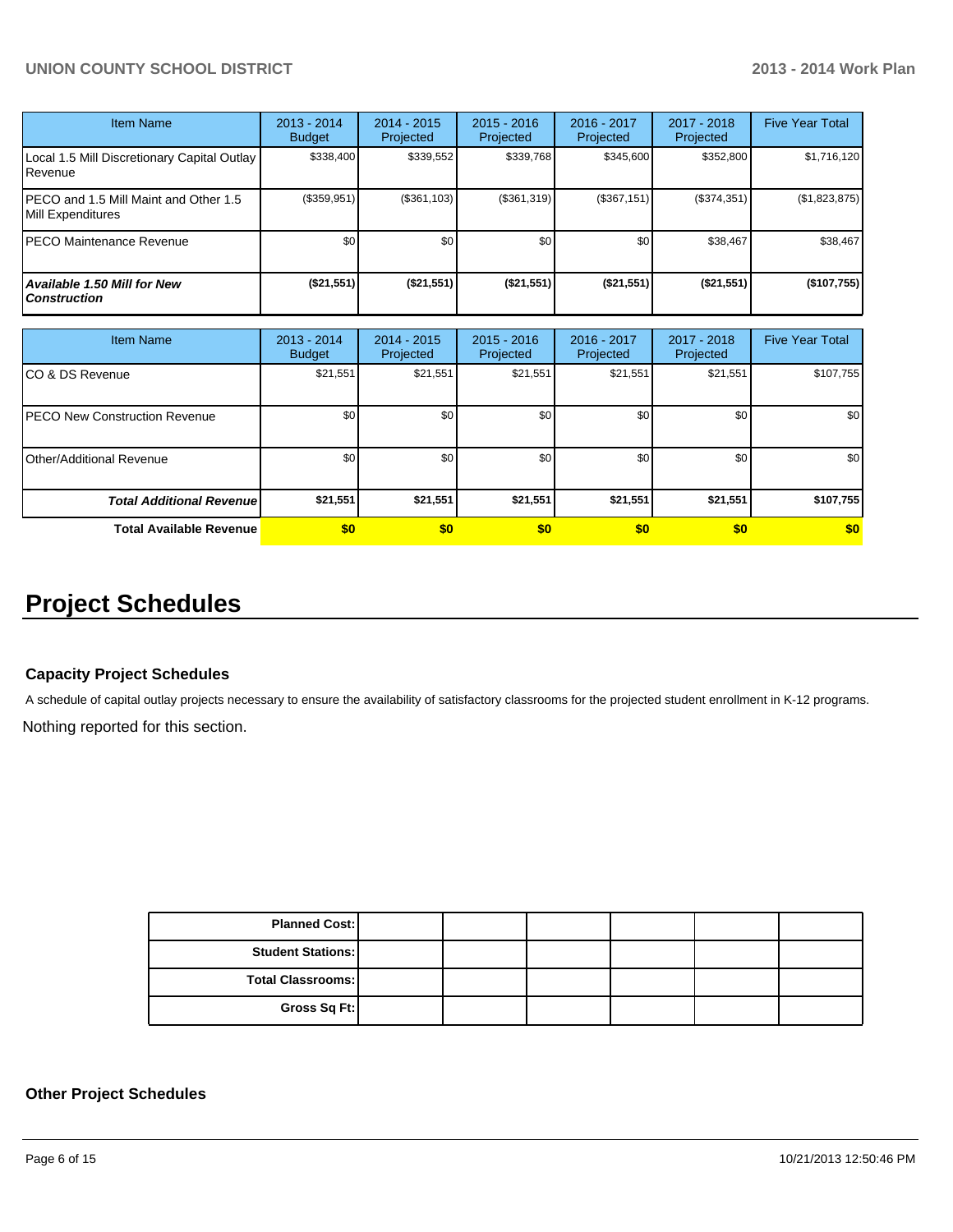| Item Name | 2013 - 2014 Budget | 2014 - 2015 Projected | 2015 - 2016 Projected | 2016 - 2017 Projected | 2017 - 2018 Projected | Five Year Total |
|---|---|---|---|---|---|---|
| Local 1.5 Mill Discretionary Capital Outlay Revenue | $338,400 | $339,552 | $339,768 | $345,600 | $352,800 | $1,716,120 |
| PECO and 1.5 Mill Maint and Other 1.5 Mill Expenditures | ($359,951) | ($361,103) | ($361,319) | ($367,151) | ($374,351) | ($1,823,875) |
| PECO Maintenance Revenue | $0 | $0 | $0 | $0 | $38,467 | $38,467 |
| ***Available 1.50 Mill for New Construction*** | **($21,551)** | **($21,551)** | **($21,551)** | **($21,551)** | **($21,551)** | **($107,755)** |

| Item Name | 2013 - 2014 Budget | 2014 - 2015 Projected | 2015 - 2016 Projected | 2016 - 2017 Projected | 2017 - 2018 Projected | Five Year Total |
|---|---|---|---|---|---|---|
| CO & DS Revenue | $21,551 | $21,551 | $21,551 | $21,551 | $21,551 | $107,755 |
| PECO New Construction Revenue | $0 | $0 | $0 | $0 | $0 | $0 |
| Other/Additional Revenue | $0 | $0 | $0 | $0 | $0 | $0 |
| ***Total Additional Revenue*** | **$21,551** | **$21,551** | **$21,551** | **$21,551** | **$21,551** | **$107,755** |
| **Total Available Revenue** | **$0** | **$0** | **$0** | **$0** | **$0** | **$0** |

# Project Schedules

### Capacity Project Schedules

A schedule of capital outlay projects necessary to ensure the availability of satisfactory classrooms for the projected student enrollment in K-12 programs.

Nothing reported for this section.

| | | | | | | |
|---|---|---|---|---|---|---|
| **Planned Cost:** | | | | | | |
| **Student Stations:** | | | | | | |
| **Total Classrooms:** | | | | | | |
| **Gross Sq Ft:** | | | | | | |

### Other Project Schedules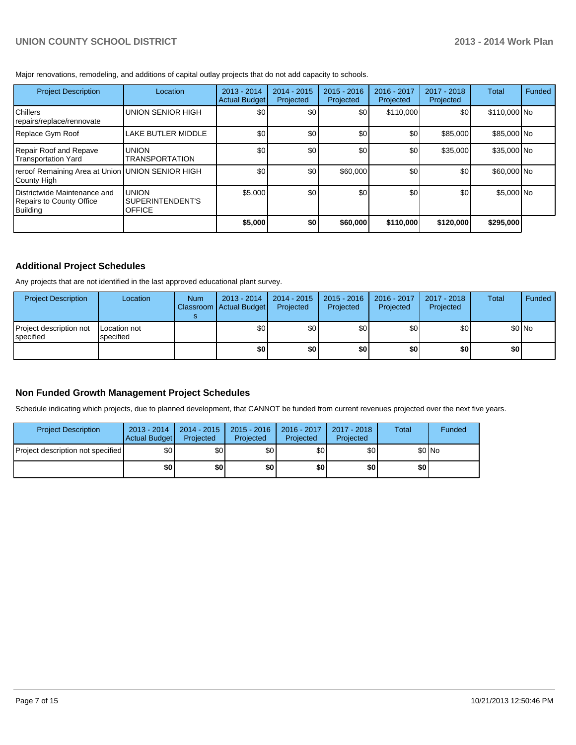Major renovations, remodeling, and additions of capital outlay projects that do not add capacity to schools.

| Project Description | Location | 2013 - 2014 Actual Budget | 2014 - 2015 Projected | 2015 - 2016 Projected | 2016 - 2017 Projected | 2017 - 2018 Projected | Total | Funded |
|---|---|---|---|---|---|---|---|---|
| Chillers repairs/replace/rennovate | UNION SENIOR HIGH | $0 | $0 | $0 | $110,000 | $0 | $110,000 | No |
| Replace Gym Roof | LAKE BUTLER MIDDLE | $0 | $0 | $0 | $0 | $85,000 | $85,000 | No |
| Repair Roof and Repave Transportation Yard | UNION TRANSPORTATION | $0 | $0 | $0 | $0 | $35,000 | $35,000 | No |
| reroof Remaining Area at Union County High | UNION SENIOR HIGH | $0 | $0 | $60,000 | $0 | $0 | $60,000 | No |
| Districtwide Maintenance and Repairs to County Office Building | UNION SUPERINTENDENT'S OFFICE | $5,000 | $0 | $0 | $0 | $0 | $5,000 | No |
| | | **$5,000** | **$0** | **$60,000** | **$110,000** | **$120,000** | **$295,000** | |

## Additional Project Schedules

Any projects that are not identified in the last approved educational plant survey.

| Project Description | Location | Num Classrooms | 2013 - 2014 Actual Budget | 2014 - 2015 Projected | 2015 - 2016 Projected | 2016 - 2017 Projected | 2017 - 2018 Projected | Total | Funded |
|---|---|---|---|---|---|---|---|---|---|
| Project description not specified | Location not specified | | $0 | $0 | $0 | $0 | $0 | $0 | No |
| | | | **$0** | **$0** | **$0** | **$0** | **$0** | **$0** | |

## Non Funded Growth Management Project Schedules

Schedule indicating which projects, due to planned development, that CANNOT be funded from current revenues projected over the next five years.

| Project Description | 2013 - 2014 Actual Budget | 2014 - 2015 Projected | 2015 - 2016 Projected | 2016 - 2017 Projected | 2017 - 2018 Projected | Total | Funded |
|---|---|---|---|---|---|---|---|
| Project description not specified | $0 | $0 | $0 | $0 | $0 | $0 | No |
| | **$0** | **$0** | **$0** | **$0** | **$0** | **$0** | |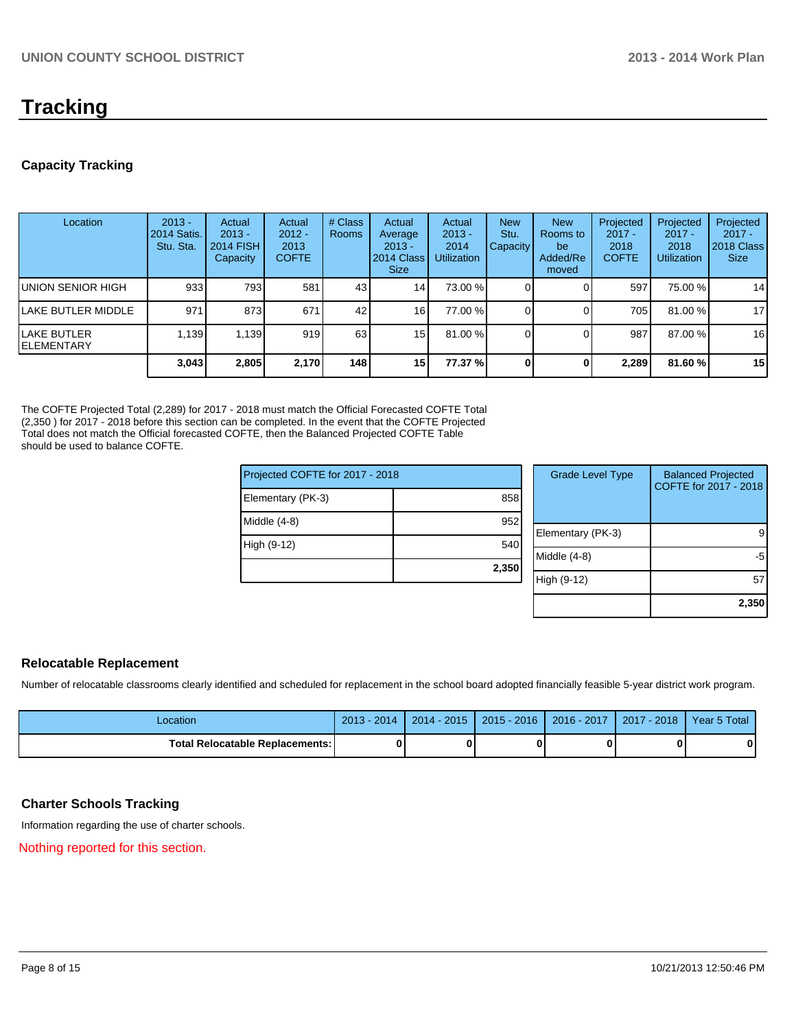# Tracking

## Capacity Tracking

| Location | 2013 - 2014 Satis. Stu. Sta. | Actual 2013 - 2014 FISH Capacity | Actual 2012 - 2013 COFTE | # Class Rooms | Actual Average 2013 - 2014 Class Size | Actual 2013 - 2014 Utilization | New Stu. Capacity | New Rooms to be Added/Removed | Projected 2017 - 2018 COFTE | Projected 2017 - 2018 Utilization | Projected 2017 - 2018 Class Size |
|---|---|---|---|---|---|---|---|---|---|---|---|
| UNION SENIOR HIGH | 933 | 793 | 581 | 43 | 14 | 73.00 % | 0 | 0 | 597 | 75.00 % | 14 |
| LAKE BUTLER MIDDLE | 971 | 873 | 671 | 42 | 16 | 77.00 % | 0 | 0 | 705 | 81.00 % | 17 |
| LAKE BUTLER ELEMENTARY | 1,139 | 1,139 | 919 | 63 | 15 | 81.00 % | 0 | 0 | 987 | 87.00 % | 16 |
| | **3,043** | **2,805** | **2,170** | **148** | **15** | **77.37 %** | **0** | **0** | **2,289** | **81.60 %** | **15** |

The COFTE Projected Total (2,289) for 2017 - 2018 must match the Official Forecasted COFTE Total (2,350 ) for 2017 - 2018 before this section can be completed. In the event that the COFTE Projected Total does not match the Official forecasted COFTE, then the Balanced Projected COFTE Table should be used to balance COFTE.

| Projected COFTE for 2017 - 2018 | |
|---|---|
| Elementary (PK-3) | 858 |
| Middle (4-8) | 952 |
| High (9-12) | 540 |
| | **2,350** |

| Grade Level Type | Balanced Projected COFTE for 2017 - 2018 |
|---|---|
| Elementary (PK-3) | 9 |
| Middle (4-8) | -5 |
| High (9-12) | 57 |
| | **2,350** |

## Relocatable Replacement

Number of relocatable classrooms clearly identified and scheduled for replacement in the school board adopted financially feasible 5-year district work program.

| Location | 2013 - 2014 | 2014 - 2015 | 2015 - 2016 | 2016 - 2017 | 2017 - 2018 | Year 5 Total |
|---|---|---|---|---|---|---|
| **Total Relocatable Replacements:** | **0** | **0** | **0** | **0** | **0** | **0** |

## Charter Schools Tracking

Information regarding the use of charter schools.

Nothing reported for this section.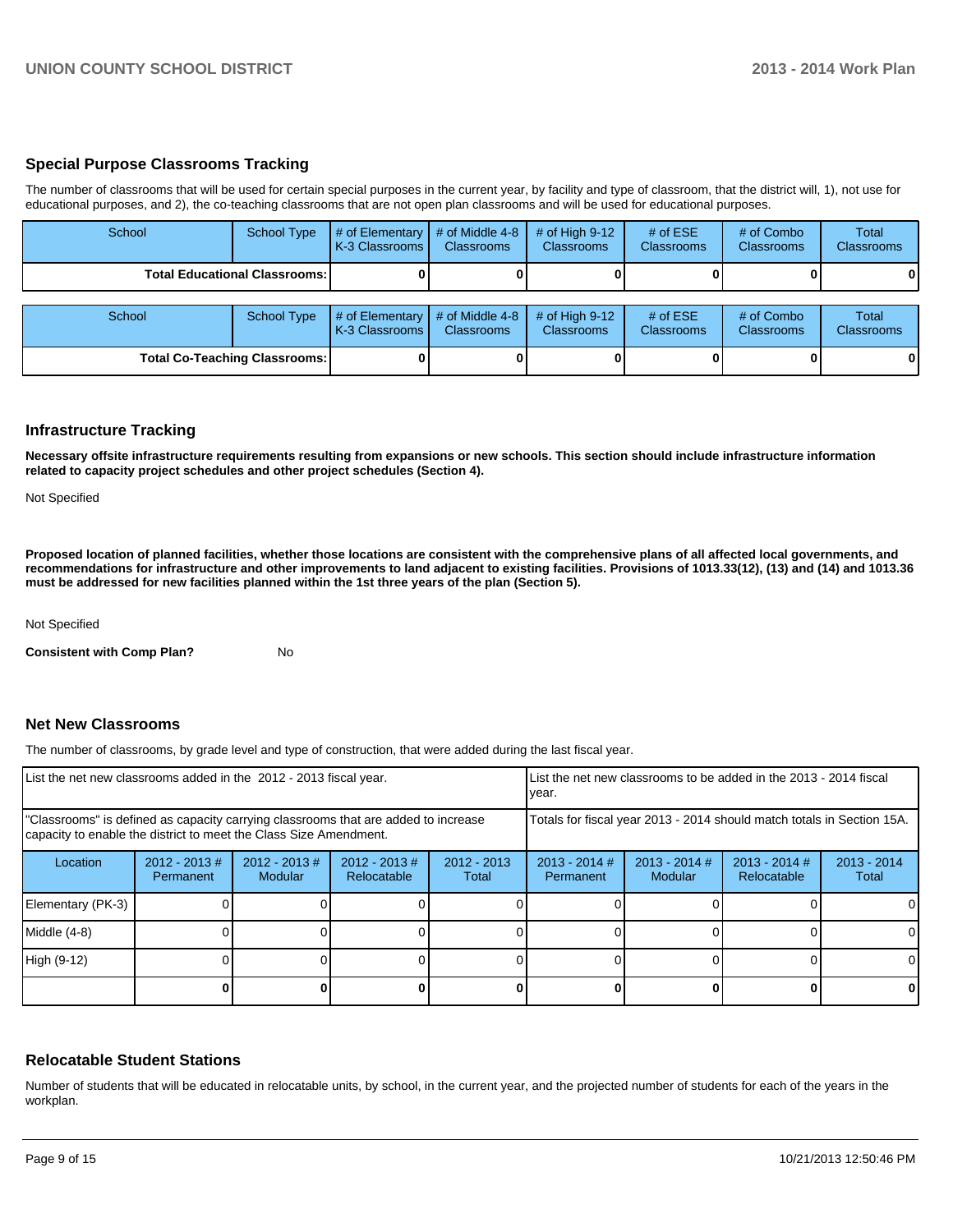## Special Purpose Classrooms Tracking

The number of classrooms that will be used for certain special purposes in the current year, by facility and type of classroom, that the district will, 1), not use for educational purposes, and 2), the co-teaching classrooms that are not open plan classrooms and will be used for educational purposes.

| School | School Type | # of Elementary K-3 Classrooms | # of Middle 4-8 Classrooms | # of High 9-12 Classrooms | # of ESE Classrooms | # of Combo Classrooms | Total Classrooms |
|---|---|---|---|---|---|---|---|
| **Total Educational Classrooms:** | | **0** | **0** | **0** | **0** | **0** | **0** |

| School | School Type | # of Elementary K-3 Classrooms | # of Middle 4-8 Classrooms | # of High 9-12 Classrooms | # of ESE Classrooms | # of Combo Classrooms | Total Classrooms |
|---|---|---|---|---|---|---|---|
| **Total Co-Teaching Classrooms:** | | **0** | **0** | **0** | **0** | **0** | **0** |

## Infrastructure Tracking

**Necessary offsite infrastructure requirements resulting from expansions or new schools. This section should include infrastructure information related to capacity project schedules and other project schedules (Section 4).**

Not Specified

**Proposed location of planned facilities, whether those locations are consistent with the comprehensive plans of all affected local governments, and recommendations for infrastructure and other improvements to land adjacent to existing facilities. Provisions of 1013.33(12), (13) and (14) and 1013.36 must be addressed for new facilities planned within the 1st three years of the plan (Section 5).**

Not Specified

**Consistent with Comp Plan?** No

## Net New Classrooms

The number of classrooms, by grade level and type of construction, that were added during the last fiscal year.

| List the net new classrooms added in the 2012 - 2013 fiscal year. | | | | | List the net new classrooms to be added in the 2013 - 2014 fiscal year. | | | |
|---|---|---|---|---|---|---|---|---|
| "Classrooms" is defined as capacity carrying classrooms that are added to increase capacity to enable the district to meet the Class Size Amendment. | | | | | Totals for fiscal year 2013 - 2014 should match totals in Section 15A. | | | |
| Location | 2012 - 2013 # Permanent | 2012 - 2013 # Modular | 2012 - 2013 # Relocatable | 2012 - 2013 Total | 2013 - 2014 # Permanent | 2013 - 2014 # Modular | 2013 - 2014 # Relocatable | 2013 - 2014 Total |
| Elementary (PK-3) | 0 | 0 | 0 | 0 | 0 | 0 | 0 | 0 |
| Middle (4-8) | 0 | 0 | 0 | 0 | 0 | 0 | 0 | 0 |
| High (9-12) | 0 | 0 | 0 | 0 | 0 | 0 | 0 | 0 |
| | **0** | **0** | **0** | **0** | **0** | **0** | **0** | **0** |

## Relocatable Student Stations

Number of students that will be educated in relocatable units, by school, in the current year, and the projected number of students for each of the years in the workplan.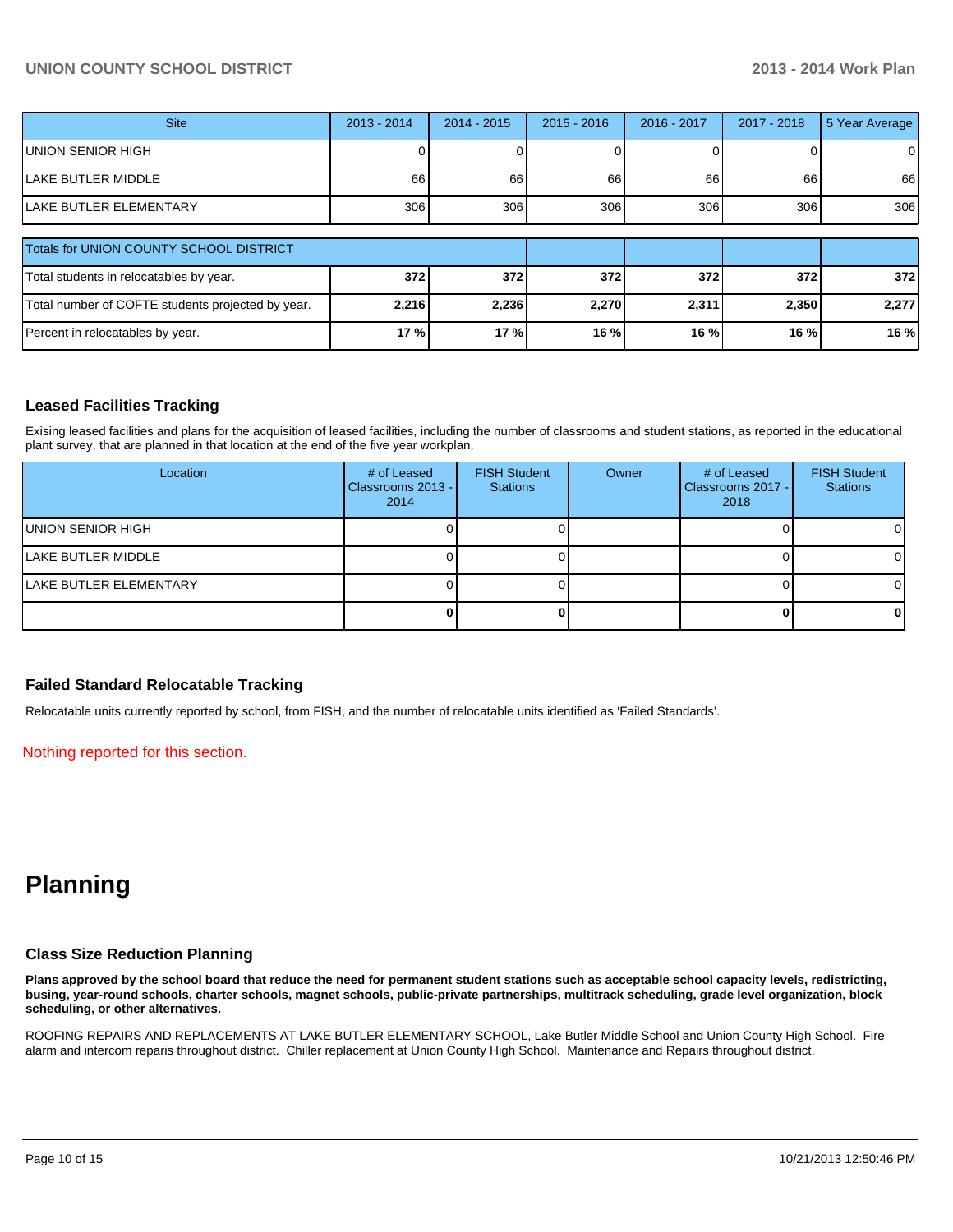| Site | 2013 - 2014 | 2014 - 2015 | 2015 - 2016 | 2016 - 2017 | 2017 - 2018 | 5 Year Average |
|---|---|---|---|---|---|---|
| UNION SENIOR HIGH | 0 | 0 | 0 | 0 | 0 | 0 |
| LAKE BUTLER MIDDLE | 66 | 66 | 66 | 66 | 66 | 66 |
| LAKE BUTLER ELEMENTARY | 306 | 306 | 306 | 306 | 306 | 306 |

| Totals for UNION COUNTY SCHOOL DISTRICT | | | | | | |
|---|---|---|---|---|---|---|
| Total students in relocatables by year. | **372** | **372** | **372** | **372** | **372** | **372** |
| Total number of COFTE students projected by year. | **2,216** | **2,236** | **2,270** | **2,311** | **2,350** | **2,277** |
| Percent in relocatables by year. | **17 %** | **17 %** | **16 %** | **16 %** | **16 %** | **16 %** |

### Leased Facilities Tracking

Exising leased facilities and plans for the acquisition of leased facilities, including the number of classrooms and student stations, as reported in the educational plant survey, that are planned in that location at the end of the five year workplan.

| Location | # of Leased Classrooms 2013 - 2014 | FISH Student Stations | Owner | # of Leased Classrooms 2017 - 2018 | FISH Student Stations |
|---|---|---|---|---|---|
| UNION SENIOR HIGH | 0 | 0 | | 0 | 0 |
| LAKE BUTLER MIDDLE | 0 | 0 | | 0 | 0 |
| LAKE BUTLER ELEMENTARY | 0 | 0 | | 0 | 0 |
| | **0** | **0** | | **0** | **0** |

### Failed Standard Relocatable Tracking

Relocatable units currently reported by school, from FISH, and the number of relocatable units identified as 'Failed Standards'.

Nothing reported for this section.

# Planning

### Class Size Reduction Planning

**Plans approved by the school board that reduce the need for permanent student stations such as acceptable school capacity levels, redistricting, busing, year-round schools, charter schools, magnet schools, public-private partnerships, multitrack scheduling, grade level organization, block scheduling, or other alternatives.**

ROOFING REPAIRS AND REPLACEMENTS AT LAKE BUTLER ELEMENTARY SCHOOL, Lake Butler Middle School and Union County High School. Fire alarm and intercom reparis throughout district. Chiller replacement at Union County High School. Maintenance and Repairs throughout district.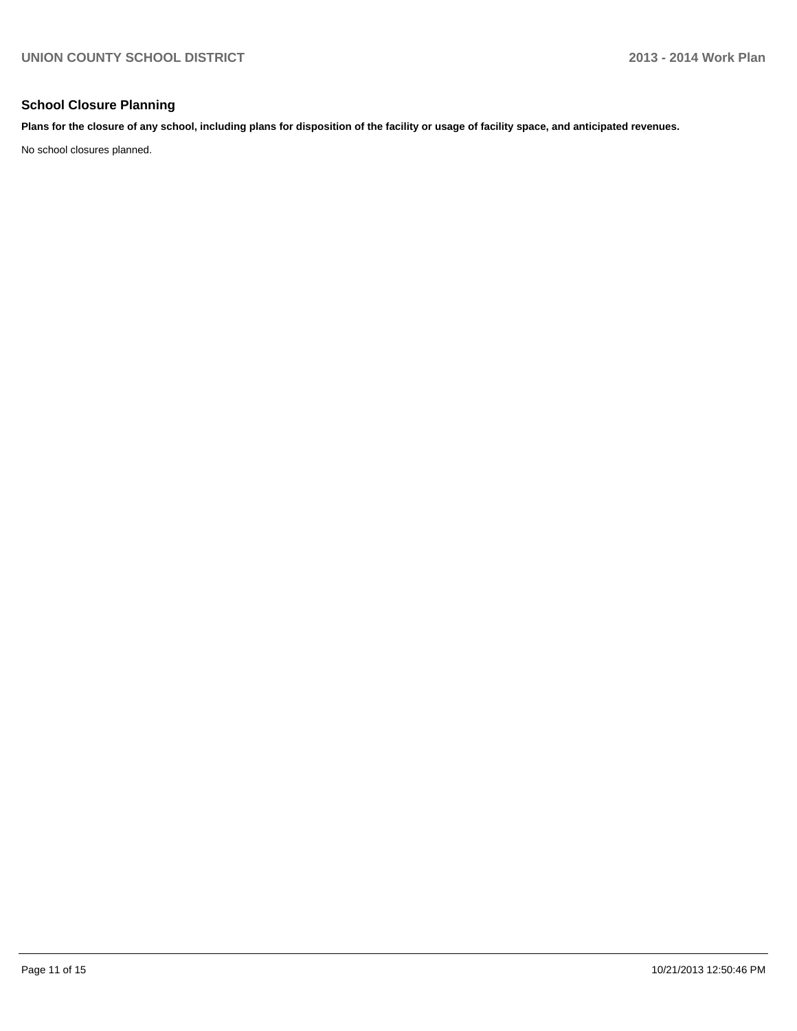## School Closure Planning

**Plans for the closure of any school, including plans for disposition of the facility or usage of facility space, and anticipated revenues.**

No school closures planned.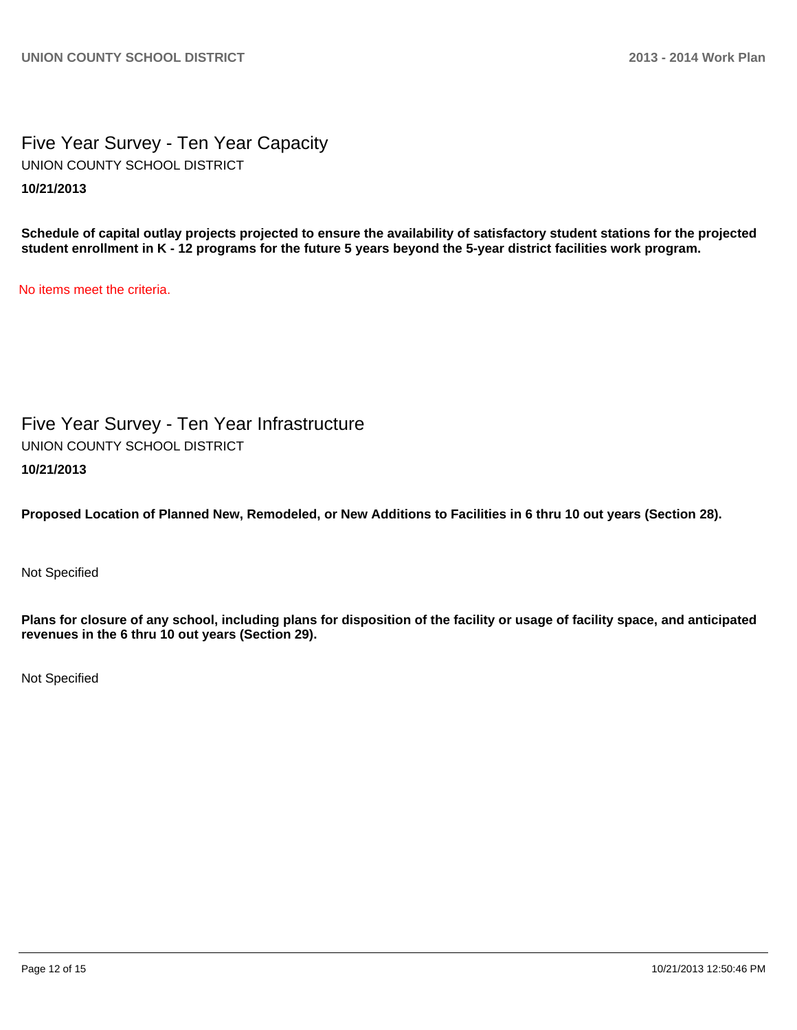## Five Year Survey - Ten Year Capacity

UNION COUNTY SCHOOL DISTRICT

**10/21/2013**

**Schedule of capital outlay projects projected to ensure the availability of satisfactory student stations for the projected student enrollment in K - 12 programs for the future 5 years beyond the 5-year district facilities work program.**

No items meet the criteria.

## Five Year Survey - Ten Year Infrastructure

UNION COUNTY SCHOOL DISTRICT

**10/21/2013**

**Proposed Location of Planned New, Remodeled, or New Additions to Facilities in 6 thru 10 out years (Section 28).**

Not Specified

**Plans for closure of any school, including plans for disposition of the facility or usage of facility space, and anticipated revenues in the 6 thru 10 out years (Section 29).**

Not Specified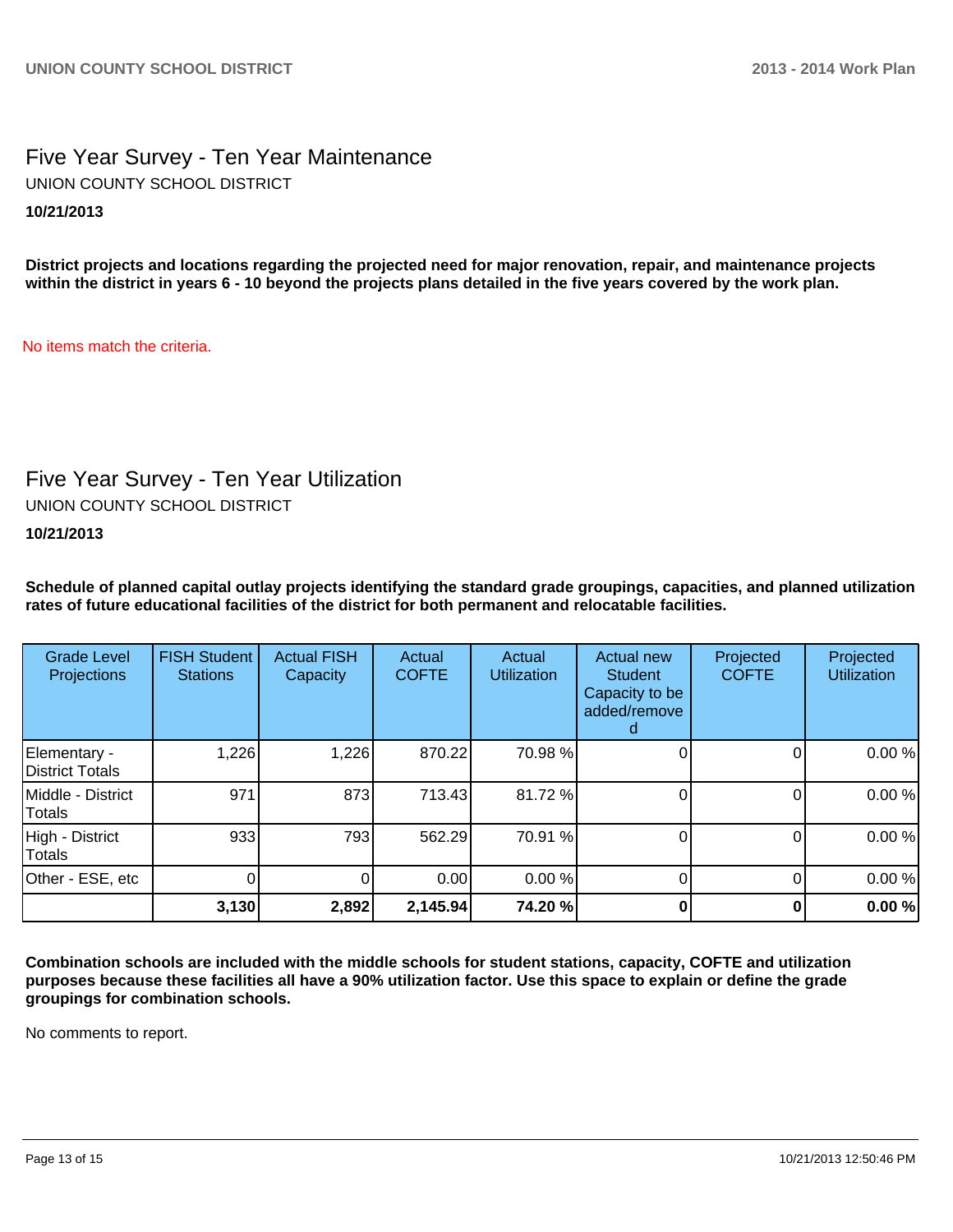## Five Year Survey - Ten Year Maintenance

UNION COUNTY SCHOOL DISTRICT

**10/21/2013**

**District projects and locations regarding the projected need for major renovation, repair, and maintenance projects within the district in years 6 - 10 beyond the projects plans detailed in the five years covered by the work plan.**

No items match the criteria.

## Five Year Survey - Ten Year Utilization

UNION COUNTY SCHOOL DISTRICT

**10/21/2013**

**Schedule of planned capital outlay projects identifying the standard grade groupings, capacities, and planned utilization rates of future educational facilities of the district for both permanent and relocatable facilities.**

| Grade Level Projections | FISH Student Stations | Actual FISH Capacity | Actual COFTE | Actual Utilization | Actual new Student Capacity to be added/removed | Projected COFTE | Projected Utilization |
|---|---|---|---|---|---|---|---|
| Elementary - District Totals | 1,226 | 1,226 | 870.22 | 70.98 % | 0 | 0 | 0.00 % |
| Middle - District Totals | 971 | 873 | 713.43 | 81.72 % | 0 | 0 | 0.00 % |
| High - District Totals | 933 | 793 | 562.29 | 70.91 % | 0 | 0 | 0.00 % |
| Other - ESE, etc | 0 | 0 | 0.00 | 0.00 % | 0 | 0 | 0.00 % |
| | **3,130** | **2,892** | **2,145.94** | **74.20 %** | **0** | **0** | **0.00 %** |

**Combination schools are included with the middle schools for student stations, capacity, COFTE and utilization purposes because these facilities all have a 90% utilization factor. Use this space to explain or define the grade groupings for combination schools.**

No comments to report.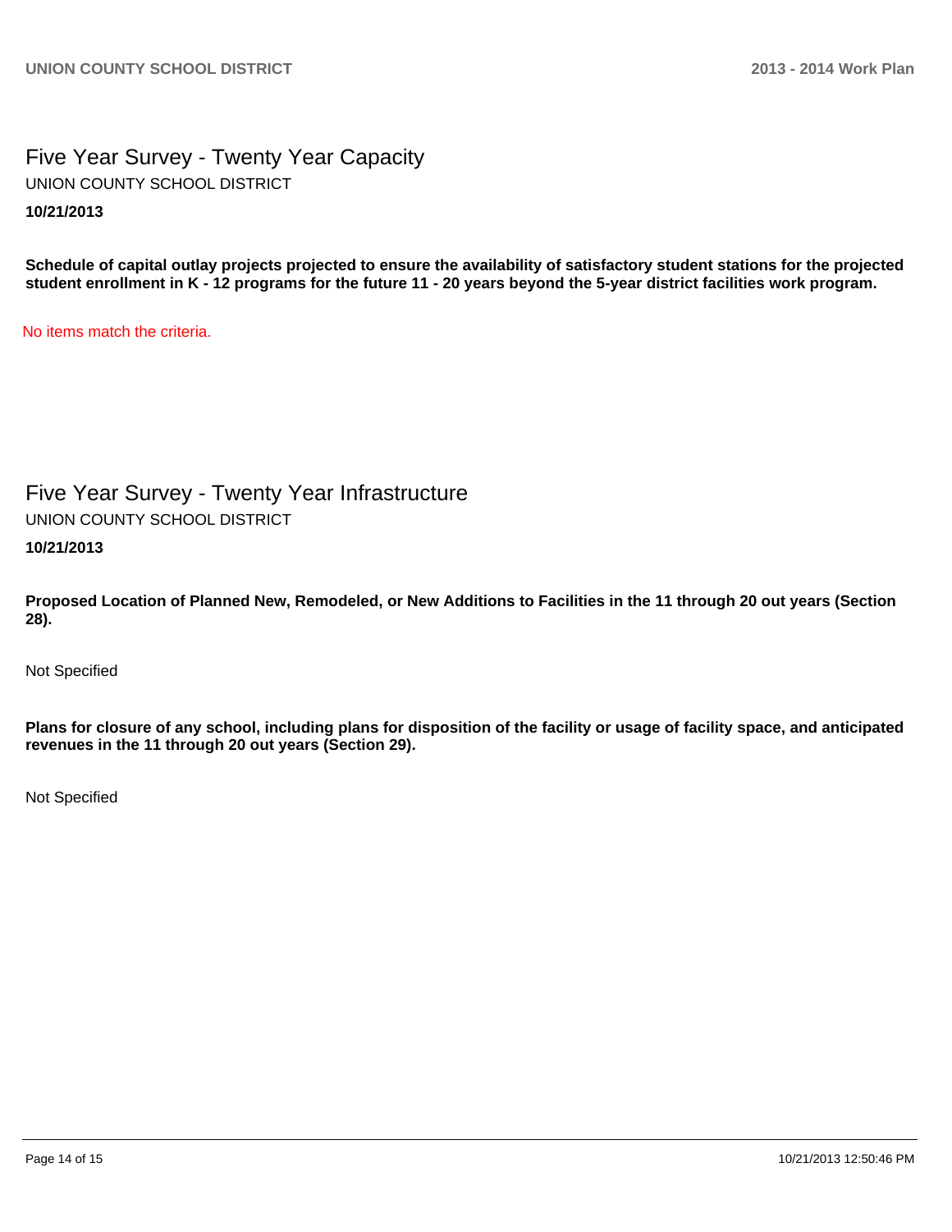## Five Year Survey - Twenty Year Capacity

UNION COUNTY SCHOOL DISTRICT

**10/21/2013**

**Schedule of capital outlay projects projected to ensure the availability of satisfactory student stations for the projected student enrollment in K - 12 programs for the future 11 - 20 years beyond the 5-year district facilities work program.**

No items match the criteria.

## Five Year Survey - Twenty Year Infrastructure

UNION COUNTY SCHOOL DISTRICT

**10/21/2013**

**Proposed Location of Planned New, Remodeled, or New Additions to Facilities in the 11 through 20 out years (Section 28).**

Not Specified

**Plans for closure of any school, including plans for disposition of the facility or usage of facility space, and anticipated revenues in the 11 through 20 out years (Section 29).**

Not Specified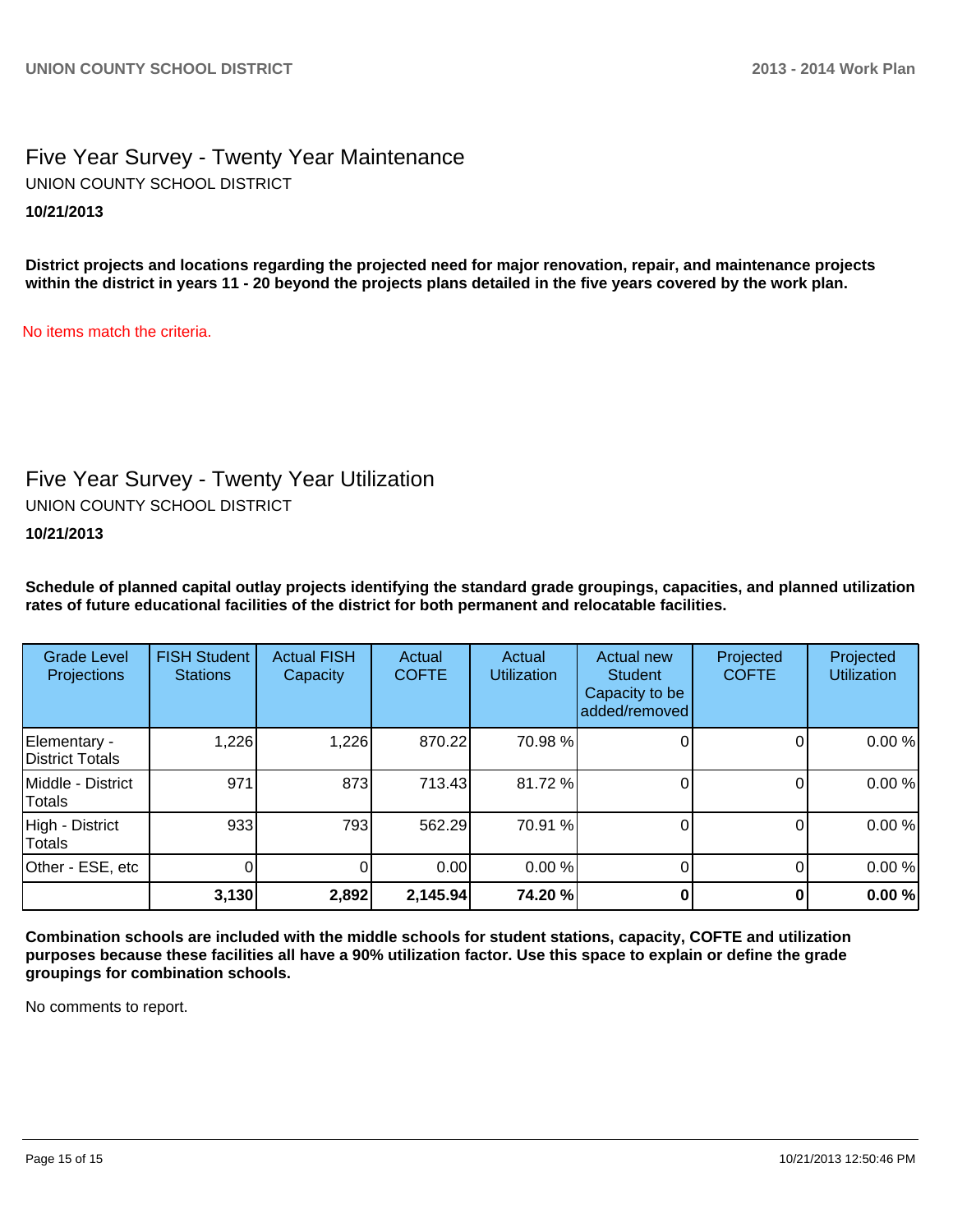## Five Year Survey - Twenty Year Maintenance

UNION COUNTY SCHOOL DISTRICT

**10/21/2013**

**District projects and locations regarding the projected need for major renovation, repair, and maintenance projects within the district in years 11 - 20 beyond the projects plans detailed in the five years covered by the work plan.**

No items match the criteria.

## Five Year Survey - Twenty Year Utilization

UNION COUNTY SCHOOL DISTRICT

**10/21/2013**

**Schedule of planned capital outlay projects identifying the standard grade groupings, capacities, and planned utilization rates of future educational facilities of the district for both permanent and relocatable facilities.**

| Grade Level Projections | FISH Student Stations | Actual FISH Capacity | Actual COFTE | Actual Utilization | Actual new Student Capacity to be added/removed | Projected COFTE | Projected Utilization |
|---|---|---|---|---|---|---|---|
| Elementary - District Totals | 1,226 | 1,226 | 870.22 | 70.98 % | 0 | 0 | 0.00 % |
| Middle - District Totals | 971 | 873 | 713.43 | 81.72 % | 0 | 0 | 0.00 % |
| High - District Totals | 933 | 793 | 562.29 | 70.91 % | 0 | 0 | 0.00 % |
| Other - ESE, etc | 0 | 0 | 0.00 | 0.00 % | 0 | 0 | 0.00 % |
| | **3,130** | **2,892** | **2,145.94** | **74.20 %** | **0** | **0** | **0.00 %** |

**Combination schools are included with the middle schools for student stations, capacity, COFTE and utilization purposes because these facilities all have a 90% utilization factor. Use this space to explain or define the grade groupings for combination schools.**

No comments to report.